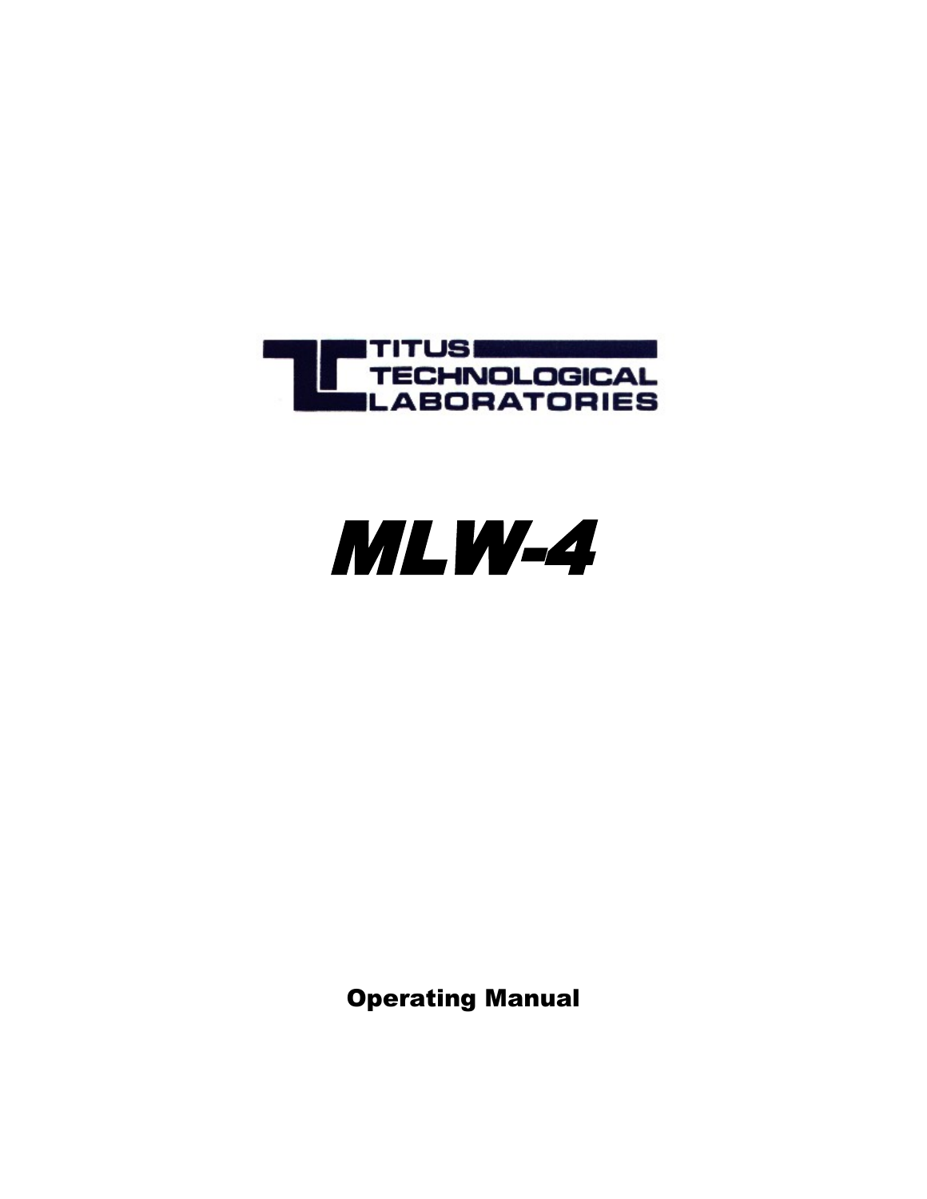TITUS TECHNOLOGICAL LABORATORIES

# MLW-4

Operating Manual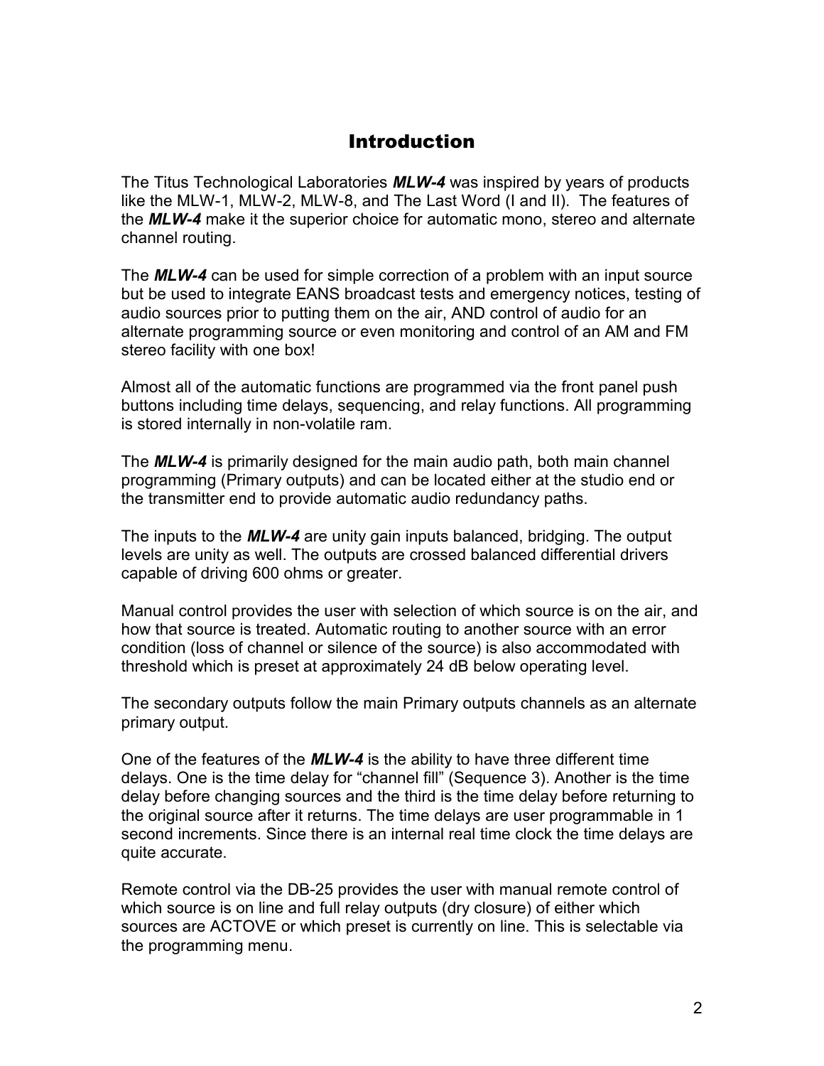# Introduction

The Titus Technological Laboratories ***MLW-4*** was inspired by years of products like the MLW-1, MLW-2, MLW-8, and The Last Word (I and II). The features of the ***MLW-4*** make it the superior choice for automatic mono, stereo and alternate channel routing.

The ***MLW-4*** can be used for simple correction of a problem with an input source but be used to integrate EANS broadcast tests and emergency notices, testing of audio sources prior to putting them on the air, AND control of audio for an alternate programming source or even monitoring and control of an AM and FM stereo facility with one box!

Almost all of the automatic functions are programmed via the front panel push buttons including time delays, sequencing, and relay functions. All programming is stored internally in non-volatile ram.

The ***MLW-4*** is primarily designed for the main audio path, both main channel programming (Primary outputs) and can be located either at the studio end or the transmitter end to provide automatic audio redundancy paths.

The inputs to the ***MLW-4*** are unity gain inputs balanced, bridging. The output levels are unity as well. The outputs are crossed balanced differential drivers capable of driving 600 ohms or greater.

Manual control provides the user with selection of which source is on the air, and how that source is treated. Automatic routing to another source with an error condition (loss of channel or silence of the source) is also accommodated with threshold which is preset at approximately 24 dB below operating level.

The secondary outputs follow the main Primary outputs channels as an alternate primary output.

One of the features of the ***MLW-4*** is the ability to have three different time delays. One is the time delay for "channel fill" (Sequence 3). Another is the time delay before changing sources and the third is the time delay before returning to the original source after it returns. The time delays are user programmable in 1 second increments. Since there is an internal real time clock the time delays are quite accurate.

Remote control via the DB-25 provides the user with manual remote control of which source is on line and full relay outputs (dry closure) of either which sources are ACTOVE or which preset is currently on line. This is selectable via the programming menu.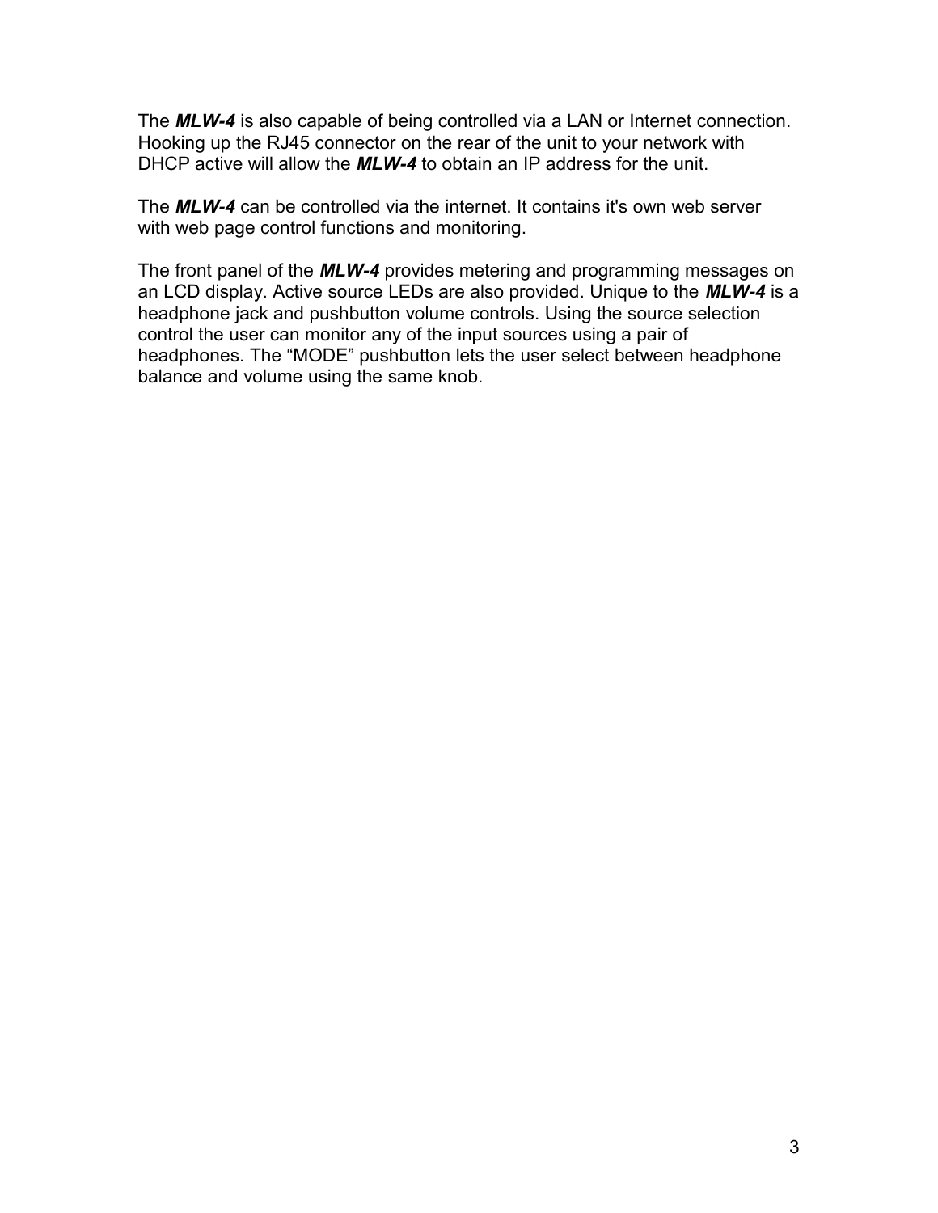The ***MLW-4*** is also capable of being controlled via a LAN or Internet connection. Hooking up the RJ45 connector on the rear of the unit to your network with DHCP active will allow the ***MLW-4*** to obtain an IP address for the unit.

The ***MLW-4*** can be controlled via the internet. It contains it's own web server with web page control functions and monitoring.

The front panel of the ***MLW-4*** provides metering and programming messages on an LCD display. Active source LEDs are also provided. Unique to the ***MLW-4*** is a headphone jack and pushbutton volume controls. Using the source selection control the user can monitor any of the input sources using a pair of headphones. The “MODE” pushbutton lets the user select between headphone balance and volume using the same knob.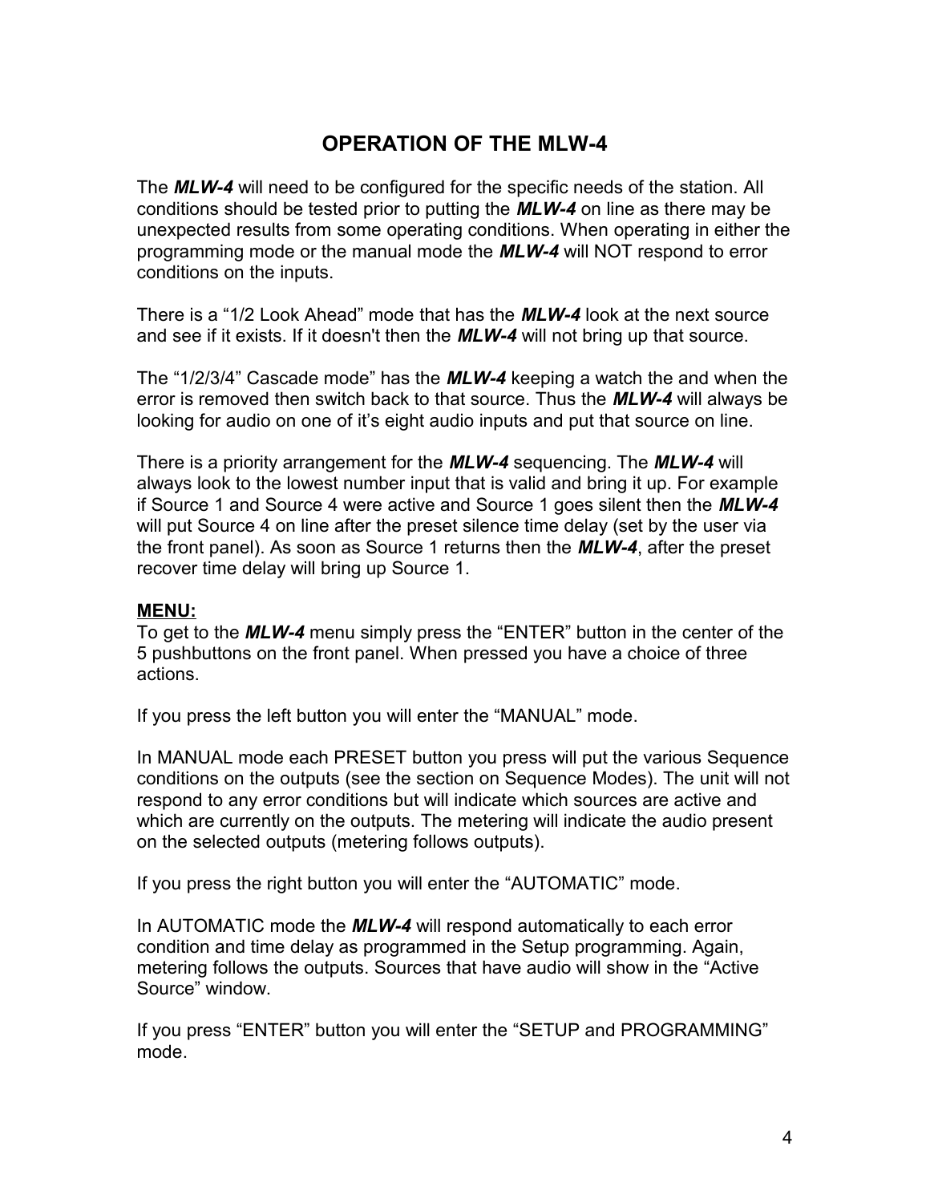## OPERATION OF THE MLW-4

The ***MLW-4*** will need to be configured for the specific needs of the station. All conditions should be tested prior to putting the ***MLW-4*** on line as there may be unexpected results from some operating conditions. When operating in either the programming mode or the manual mode the ***MLW-4*** will NOT respond to error conditions on the inputs.

There is a "1/2 Look Ahead" mode that has the ***MLW-4*** look at the next source and see if it exists. If it doesn't then the ***MLW-4*** will not bring up that source.

The "1/2/3/4" Cascade mode" has the ***MLW-4*** keeping a watch the and when the error is removed then switch back to that source. Thus the ***MLW-4*** will always be looking for audio on one of it's eight audio inputs and put that source on line.

There is a priority arrangement for the ***MLW-4*** sequencing. The ***MLW-4*** will always look to the lowest number input that is valid and bring it up. For example if Source 1 and Source 4 were active and Source 1 goes silent then the ***MLW-4*** will put Source 4 on line after the preset silence time delay (set by the user via the front panel). As soon as Source 1 returns then the ***MLW-4***, after the preset recover time delay will bring up Source 1.

**MENU:**

To get to the ***MLW-4*** menu simply press the "ENTER" button in the center of the 5 pushbuttons on the front panel. When pressed you have a choice of three actions.

If you press the left button you will enter the "MANUAL" mode.

In MANUAL mode each PRESET button you press will put the various Sequence conditions on the outputs (see the section on Sequence Modes). The unit will not respond to any error conditions but will indicate which sources are active and which are currently on the outputs. The metering will indicate the audio present on the selected outputs (metering follows outputs).

If you press the right button you will enter the "AUTOMATIC" mode.

In AUTOMATIC mode the ***MLW-4*** will respond automatically to each error condition and time delay as programmed in the Setup programming. Again, metering follows the outputs. Sources that have audio will show in the "Active Source" window.

If you press "ENTER" button you will enter the "SETUP and PROGRAMMING" mode.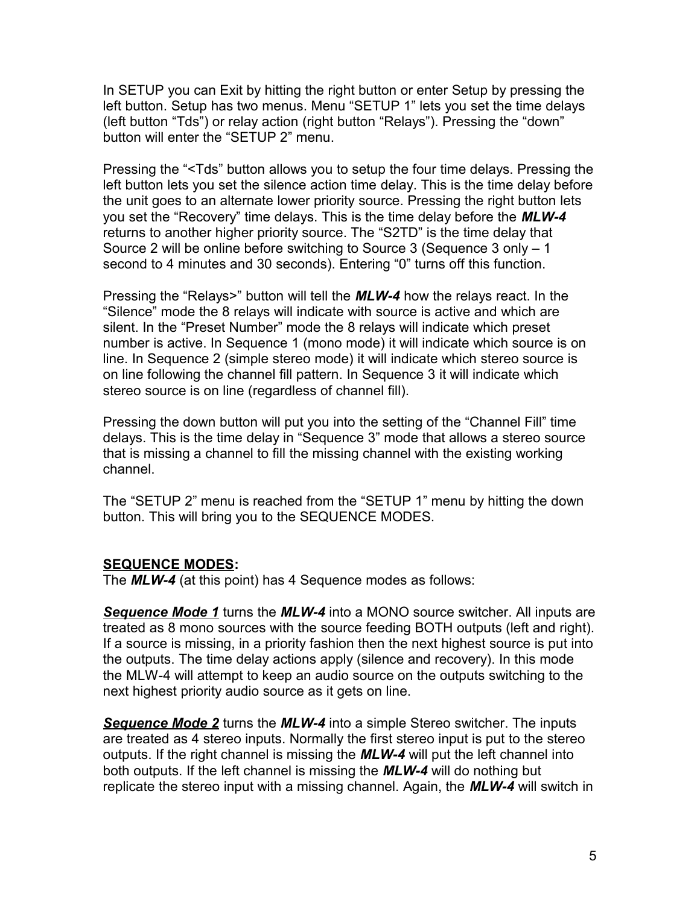In SETUP you can Exit by hitting the right button or enter Setup by pressing the left button. Setup has two menus. Menu “SETUP 1” lets you set the time delays (left button “Tds”) or relay action (right button “Relays”). Pressing the “down” button will enter the “SETUP 2” menu.

Pressing the “<Tds” button allows you to setup the four time delays. Pressing the left button lets you set the silence action time delay. This is the time delay before the unit goes to an alternate lower priority source. Pressing the right button lets you set the “Recovery” time delays. This is the time delay before the ***MLW-4*** returns to another higher priority source. The “S2TD” is the time delay that Source 2 will be online before switching to Source 3 (Sequence 3 only – 1 second to 4 minutes and 30 seconds). Entering “0” turns off this function.

Pressing the “Relays>” button will tell the ***MLW-4*** how the relays react. In the “Silence” mode the 8 relays will indicate with source is active and which are silent. In the “Preset Number” mode the 8 relays will indicate which preset number is active. In Sequence 1 (mono mode) it will indicate which source is on line. In Sequence 2 (simple stereo mode) it will indicate which stereo source is on line following the channel fill pattern. In Sequence 3 it will indicate which stereo source is on line (regardless of channel fill).

Pressing the down button will put you into the setting of the “Channel Fill” time delays. This is the time delay in “Sequence 3” mode that allows a stereo source that is missing a channel to fill the missing channel with the existing working channel.

The “SETUP 2” menu is reached from the “SETUP 1” menu by hitting the down button. This will bring you to the SEQUENCE MODES.

**SEQUENCE MODES:**

The ***MLW-4*** (at this point) has 4 Sequence modes as follows:

***Sequence Mode 1*** turns the ***MLW-4*** into a MONO source switcher. All inputs are treated as 8 mono sources with the source feeding BOTH outputs (left and right). If a source is missing, in a priority fashion then the next highest source is put into the outputs. The time delay actions apply (silence and recovery). In this mode the MLW-4 will attempt to keep an audio source on the outputs switching to the next highest priority audio source as it gets on line.

***Sequence Mode 2*** turns the ***MLW-4*** into a simple Stereo switcher. The inputs are treated as 4 stereo inputs. Normally the first stereo input is put to the stereo outputs. If the right channel is missing the ***MLW-4*** will put the left channel into both outputs. If the left channel is missing the ***MLW-4*** will do nothing but replicate the stereo input with a missing channel. Again, the ***MLW-4*** will switch in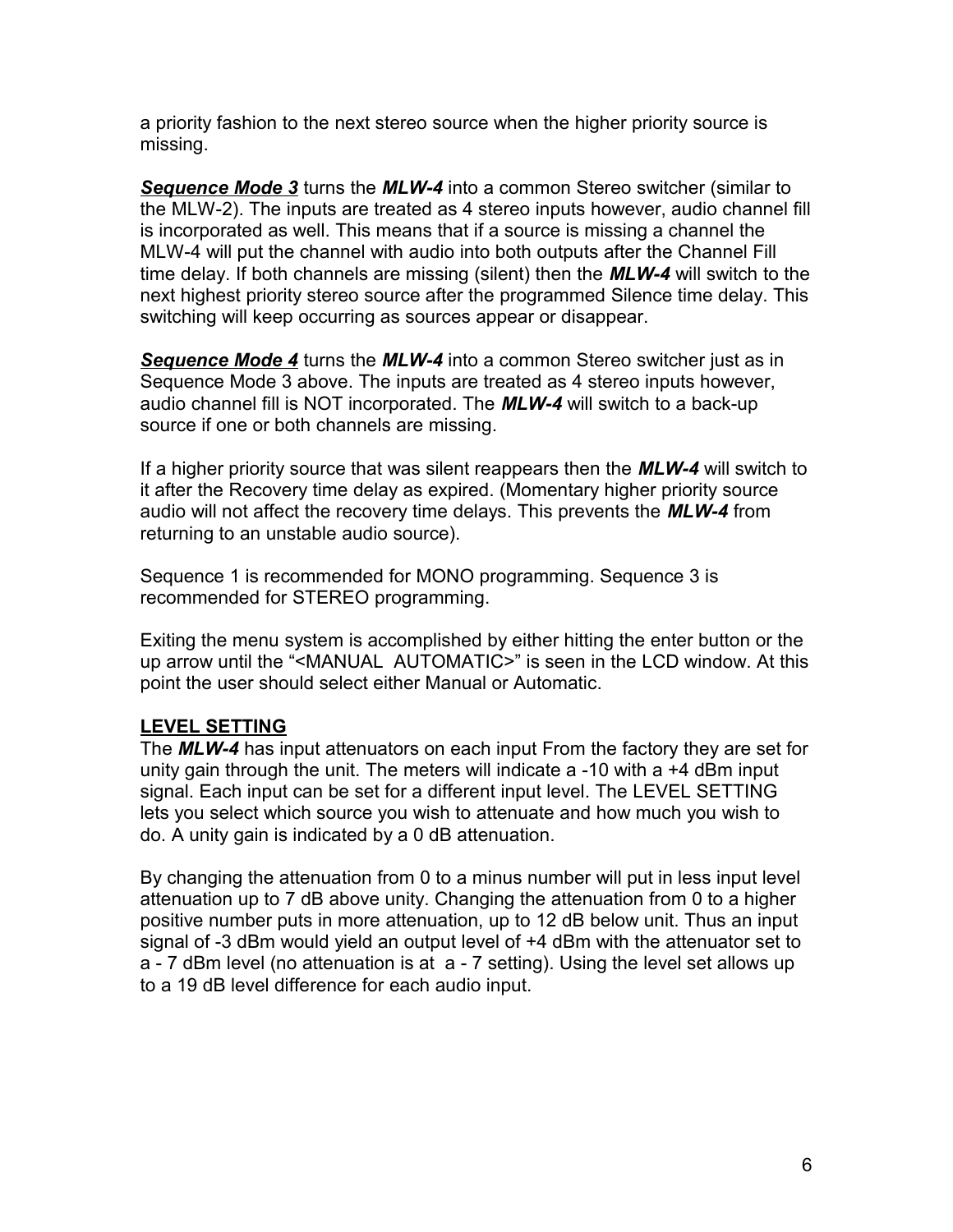a priority fashion to the next stereo source when the higher priority source is missing.

***Sequence Mode 3*** turns the ***MLW-4*** into a common Stereo switcher (similar to the MLW-2). The inputs are treated as 4 stereo inputs however, audio channel fill is incorporated as well. This means that if a source is missing a channel the MLW-4 will put the channel with audio into both outputs after the Channel Fill time delay. If both channels are missing (silent) then the ***MLW-4*** will switch to the next highest priority stereo source after the programmed Silence time delay. This switching will keep occurring as sources appear or disappear.

***Sequence Mode 4*** turns the ***MLW-4*** into a common Stereo switcher just as in Sequence Mode 3 above. The inputs are treated as 4 stereo inputs however, audio channel fill is NOT incorporated. The ***MLW-4*** will switch to a back-up source if one or both channels are missing.

If a higher priority source that was silent reappears then the ***MLW-4*** will switch to it after the Recovery time delay as expired. (Momentary higher priority source audio will not affect the recovery time delays. This prevents the ***MLW-4*** from returning to an unstable audio source).

Sequence 1 is recommended for MONO programming. Sequence 3 is recommended for STEREO programming.

Exiting the menu system is accomplished by either hitting the enter button or the up arrow until the "<MANUAL  AUTOMATIC>" is seen in the LCD window. At this point the user should select either Manual or Automatic.

**LEVEL SETTING**

The ***MLW-4*** has input attenuators on each input From the factory they are set for unity gain through the unit. The meters will indicate a -10 with a +4 dBm input signal. Each input can be set for a different input level. The LEVEL SETTING lets you select which source you wish to attenuate and how much you wish to do. A unity gain is indicated by a 0 dB attenuation.

By changing the attenuation from 0 to a minus number will put in less input level attenuation up to 7 dB above unity. Changing the attenuation from 0 to a higher positive number puts in more attenuation, up to 12 dB below unit. Thus an input signal of -3 dBm would yield an output level of +4 dBm with the attenuator set to a - 7 dBm level (no attenuation is at  a - 7 setting). Using the level set allows up to a 19 dB level difference for each audio input.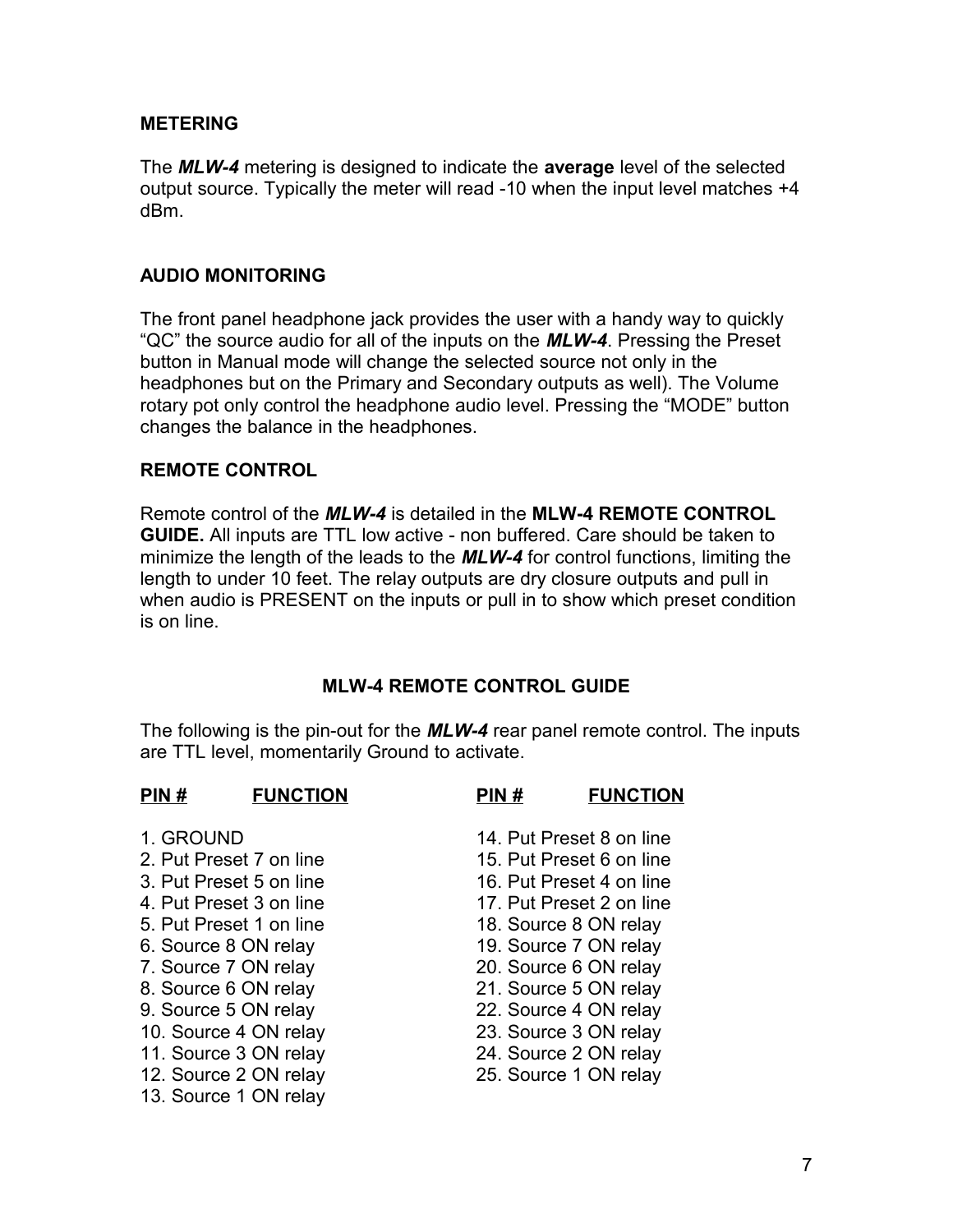## METERING

The ***MLW-4*** metering is designed to indicate the **average** level of the selected output source. Typically the meter will read -10 when the input level matches +4 dBm.

## AUDIO MONITORING

The front panel headphone jack provides the user with a handy way to quickly "QC" the source audio for all of the inputs on the ***MLW-4***. Pressing the Preset button in Manual mode will change the selected source not only in the headphones but on the Primary and Secondary outputs as well). The Volume rotary pot only control the headphone audio level. Pressing the "MODE" button changes the balance in the headphones.

## REMOTE CONTROL

Remote control of the ***MLW-4*** is detailed in the **MLW-4 REMOTE CONTROL GUIDE.** All inputs are TTL low active - non buffered. Care should be taken to minimize the length of the leads to the ***MLW-4*** for control functions, limiting the length to under 10 feet. The relay outputs are dry closure outputs and pull in when audio is PRESENT on the inputs or pull in to show which preset condition is on line.

## MLW-4 REMOTE CONTROL GUIDE

The following is the pin-out for the ***MLW-4*** rear panel remote control. The inputs are TTL level, momentarily Ground to activate.

| PIN # | FUNCTION |
|---|---|
| 1. | GROUND |
| 2. | Put Preset 7 on line |
| 3. | Put Preset 5 on line |
| 4. | Put Preset 3 on line |
| 5. | Put Preset 1 on line |
| 6. | Source 8 ON relay |
| 7. | Source 7 ON relay |
| 8. | Source 6 ON relay |
| 9. | Source 5 ON relay |
| 10. | Source 4 ON relay |
| 11. | Source 3 ON relay |
| 12. | Source 2 ON relay |
| 13. | Source 1 ON relay |
| 14. | Put Preset 8 on line |
| 15. | Put Preset 6 on line |
| 16. | Put Preset 4 on line |
| 17. | Put Preset 2 on line |
| 18. | Source 8 ON relay |
| 19. | Source 7 ON relay |
| 20. | Source 6 ON relay |
| 21. | Source 5 ON relay |
| 22. | Source 4 ON relay |
| 23. | Source 3 ON relay |
| 24. | Source 2 ON relay |
| 25. | Source 1 ON relay |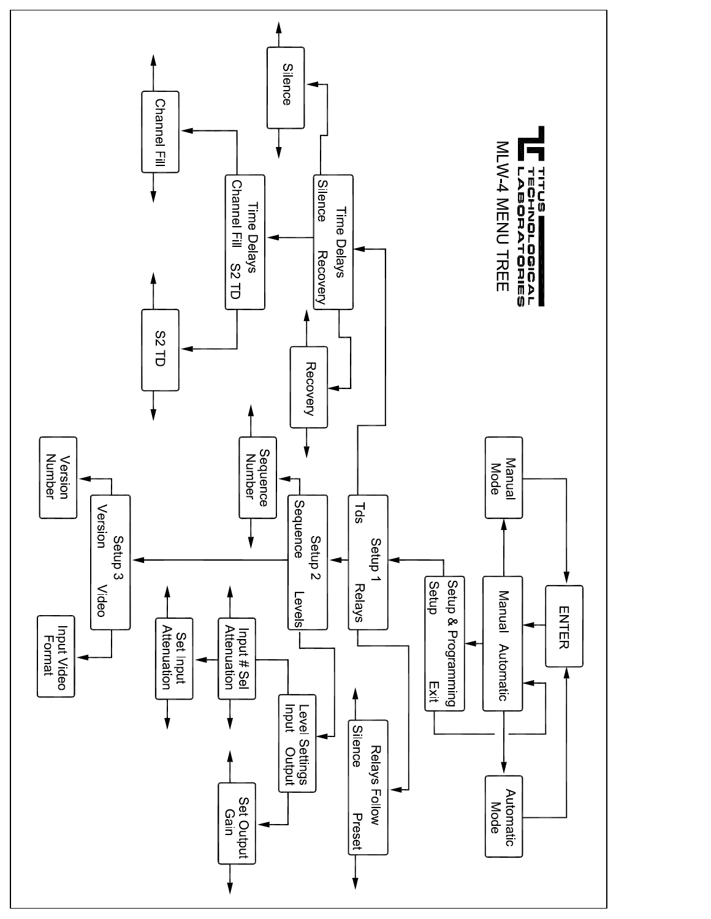# TITUS TECHNOLOGICAL LABORATORIES

## MLW-4 MENU TREE

ENTER

Manual Mode

Manual Automatic

Automatic Mode

Setup & Programming
Setup Exit

Setup 1
Tds Relays

Relays Follow
Silence Preset

Time Delays
Silence Recovery

Silence

Recovery

Time Delays
Channel Fill S2 TD

Channel Fill

S2 TD

Setup 2
Sequence Levels

Sequence Number

Level Settings
Input Output

Input # Sel Attenuation

Set Input Attenuation

Set Output Gain

Setup 3
Version Video

Version Number

Input Video Format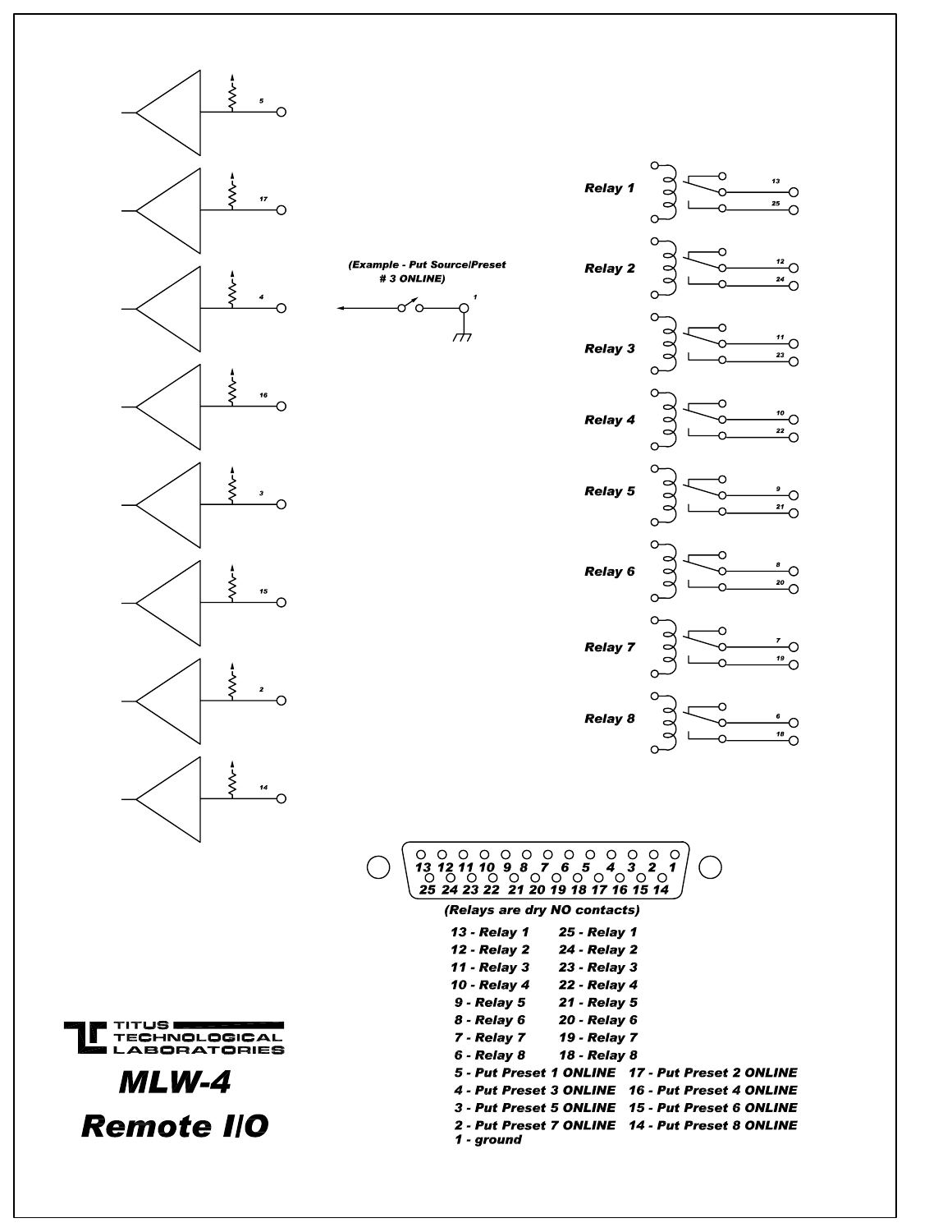(Example - Put Source/Preset # 3 ONLINE)

Relay 1

Relay 2

Relay 3

Relay 4

Relay 5

Relay 6

Relay 7

Relay 8

(Relays are dry NO contacts)

| | |
|---|---|
| 13 - Relay 1 | 25 - Relay 1 |
| 12 - Relay 2 | 24 - Relay 2 |
| 11 - Relay 3 | 23 - Relay 3 |
| 10 - Relay 4 | 22 - Relay 4 |
| 9 - Relay 5 | 21 - Relay 5 |
| 8 - Relay 6 | 20 - Relay 6 |
| 7 - Relay 7 | 19 - Relay 7 |
| 6 - Relay 8 | 18 - Relay 8 |
| 5 - Put Preset 1 ONLINE | 17 - Put Preset 2 ONLINE |
| 4 - Put Preset 3 ONLINE | 16 - Put Preset 4 ONLINE |
| 3 - Put Preset 5 ONLINE | 15 - Put Preset 6 ONLINE |
| 2 - Put Preset 7 ONLINE | 14 - Put Preset 8 ONLINE |
| 1 - ground | |

TITUS TECHNOLOGICAL LABORATORIES

# MLW-4 Remote I/O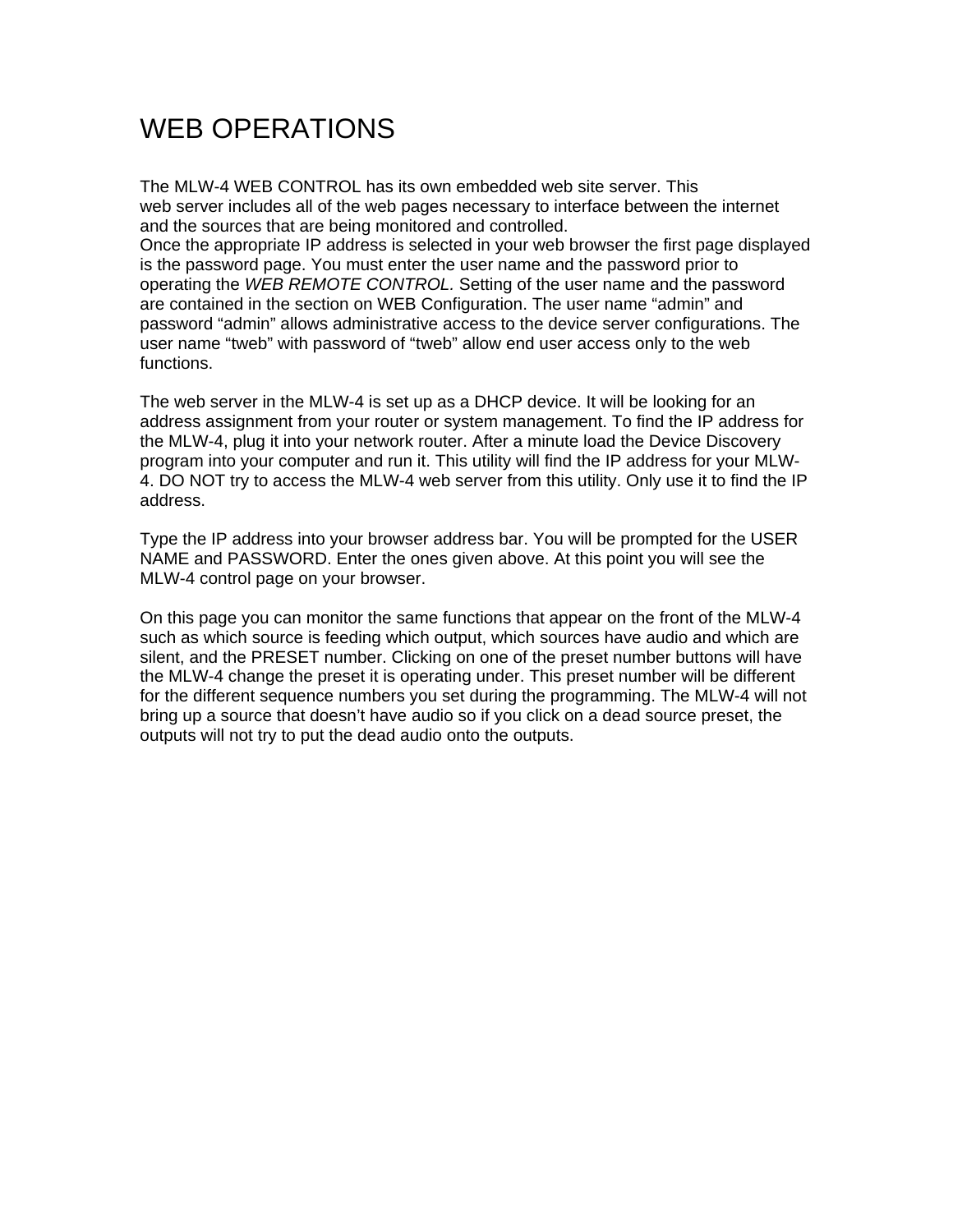# WEB OPERATIONS

The MLW-4 WEB CONTROL has its own embedded web site server. This web server includes all of the web pages necessary to interface between the internet and the sources that are being monitored and controlled.
Once the appropriate IP address is selected in your web browser the first page displayed is the password page. You must enter the user name and the password prior to operating the *WEB REMOTE CONTROL.* Setting of the user name and the password are contained in the section on WEB Configuration. The user name “admin” and password “admin” allows administrative access to the device server configurations. The user name “tweb” with password of “tweb” allow end user access only to the web functions.

The web server in the MLW-4 is set up as a DHCP device. It will be looking for an address assignment from your router or system management. To find the IP address for the MLW-4, plug it into your network router. After a minute load the Device Discovery program into your computer and run it. This utility will find the IP address for your MLW-4. DO NOT try to access the MLW-4 web server from this utility. Only use it to find the IP address.

Type the IP address into your browser address bar. You will be prompted for the USER NAME and PASSWORD. Enter the ones given above. At this point you will see the MLW-4 control page on your browser.

On this page you can monitor the same functions that appear on the front of the MLW-4 such as which source is feeding which output, which sources have audio and which are silent, and the PRESET number. Clicking on one of the preset number buttons will have the MLW-4 change the preset it is operating under. This preset number will be different for the different sequence numbers you set during the programming. The MLW-4 will not bring up a source that doesn’t have audio so if you click on a dead source preset, the outputs will not try to put the dead audio onto the outputs.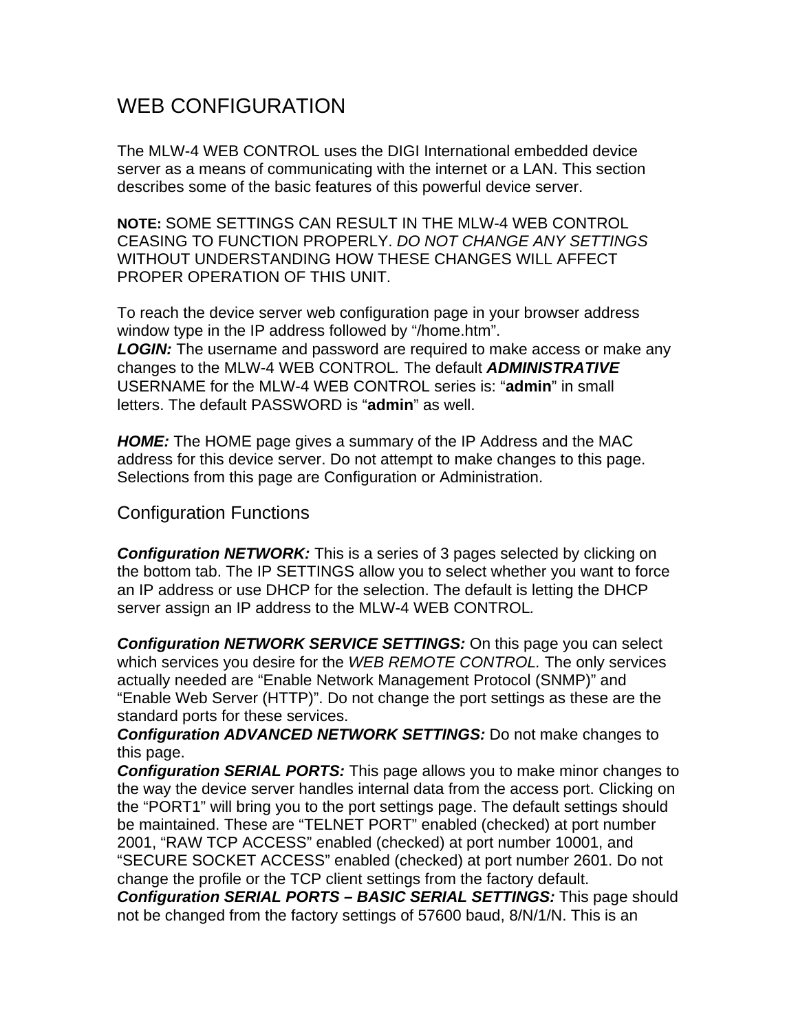# WEB CONFIGURATION

The MLW-4 WEB CONTROL uses the DIGI International embedded device server as a means of communicating with the internet or a LAN. This section describes some of the basic features of this powerful device server.

**NOTE:** SOME SETTINGS CAN RESULT IN THE MLW-4 WEB CONTROL CEASING TO FUNCTION PROPERLY. *DO NOT CHANGE ANY SETTINGS* WITHOUT UNDERSTANDING HOW THESE CHANGES WILL AFFECT PROPER OPERATION OF THIS UNIT.

To reach the device server web configuration page in your browser address window type in the IP address followed by "/home.htm".

***LOGIN:*** The username and password are required to make access or make any changes to the MLW-4 WEB CONTROL*.* The default ***ADMINISTRATIVE*** USERNAME for the MLW-4 WEB CONTROL series is: "**admin**" in small letters. The default PASSWORD is "**admin**" as well.

***HOME:*** The HOME page gives a summary of the IP Address and the MAC address for this device server. Do not attempt to make changes to this page. Selections from this page are Configuration or Administration.

## Configuration Functions

***Configuration NETWORK:*** This is a series of 3 pages selected by clicking on the bottom tab. The IP SETTINGS allow you to select whether you want to force an IP address or use DHCP for the selection. The default is letting the DHCP server assign an IP address to the MLW-4 WEB CONTROL*.*

***Configuration NETWORK SERVICE SETTINGS:*** On this page you can select which services you desire for the *WEB REMOTE CONTROL.* The only services actually needed are "Enable Network Management Protocol (SNMP)" and "Enable Web Server (HTTP)". Do not change the port settings as these are the standard ports for these services.

***Configuration ADVANCED NETWORK SETTINGS:*** Do not make changes to this page.

***Configuration SERIAL PORTS:*** This page allows you to make minor changes to the way the device server handles internal data from the access port. Clicking on the "PORT1" will bring you to the port settings page. The default settings should be maintained. These are "TELNET PORT" enabled (checked) at port number 2001, "RAW TCP ACCESS" enabled (checked) at port number 10001, and "SECURE SOCKET ACCESS" enabled (checked) at port number 2601. Do not change the profile or the TCP client settings from the factory default.

***Configuration SERIAL PORTS – BASIC SERIAL SETTINGS:*** This page should not be changed from the factory settings of 57600 baud, 8/N/1/N. This is an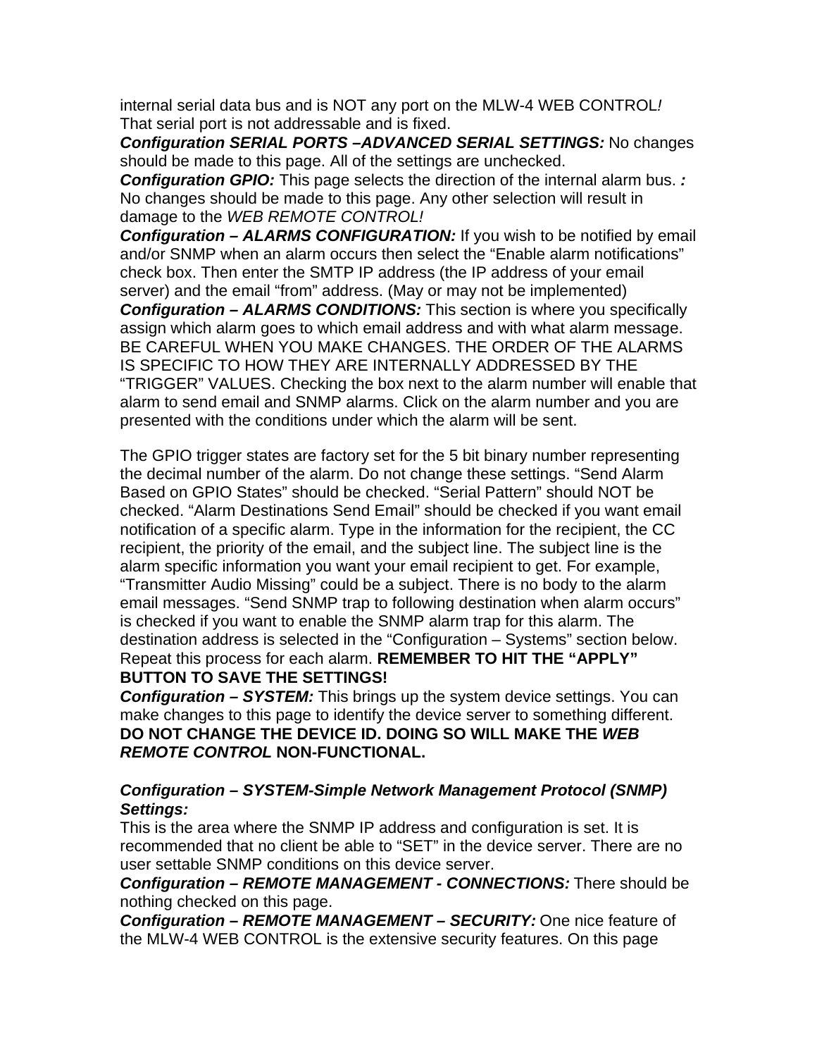internal serial data bus and is NOT any port on the MLW-4 WEB CONTROL*!* That serial port is not addressable and is fixed.

***Configuration SERIAL PORTS –ADVANCED SERIAL SETTINGS:*** No changes should be made to this page. All of the settings are unchecked.

***Configuration GPIO:*** This page selects the direction of the internal alarm bus. ***:*** No changes should be made to this page. Any other selection will result in damage to the *WEB REMOTE CONTROL!*

***Configuration – ALARMS CONFIGURATION:*** If you wish to be notified by email and/or SNMP when an alarm occurs then select the “Enable alarm notifications” check box. Then enter the SMTP IP address (the IP address of your email server) and the email “from” address. (May or may not be implemented)

***Configuration – ALARMS CONDITIONS:*** This section is where you specifically assign which alarm goes to which email address and with what alarm message. BE CAREFUL WHEN YOU MAKE CHANGES. THE ORDER OF THE ALARMS IS SPECIFIC TO HOW THEY ARE INTERNALLY ADDRESSED BY THE “TRIGGER” VALUES. Checking the box next to the alarm number will enable that alarm to send email and SNMP alarms. Click on the alarm number and you are presented with the conditions under which the alarm will be sent.

The GPIO trigger states are factory set for the 5 bit binary number representing the decimal number of the alarm. Do not change these settings. “Send Alarm Based on GPIO States” should be checked. “Serial Pattern” should NOT be checked. “Alarm Destinations Send Email” should be checked if you want email notification of a specific alarm. Type in the information for the recipient, the CC recipient, the priority of the email, and the subject line. The subject line is the alarm specific information you want your email recipient to get. For example, “Transmitter Audio Missing” could be a subject. There is no body to the alarm email messages. “Send SNMP trap to following destination when alarm occurs” is checked if you want to enable the SNMP alarm trap for this alarm. The destination address is selected in the “Configuration – Systems” section below. Repeat this process for each alarm. **REMEMBER TO HIT THE “APPLY” BUTTON TO SAVE THE SETTINGS!**

***Configuration – SYSTEM:*** This brings up the system device settings. You can make changes to this page to identify the device server to something different. **DO NOT CHANGE THE DEVICE ID. DOING SO WILL MAKE THE *WEB REMOTE CONTROL* NON-FUNCTIONAL.**

***Configuration – SYSTEM-Simple Network Management Protocol (SNMP) Settings:***

This is the area where the SNMP IP address and configuration is set. It is recommended that no client be able to “SET” in the device server. There are no user settable SNMP conditions on this device server.

***Configuration – REMOTE MANAGEMENT - CONNECTIONS:*** There should be nothing checked on this page.

***Configuration – REMOTE MANAGEMENT – SECURITY:*** One nice feature of the MLW-4 WEB CONTROL is the extensive security features. On this page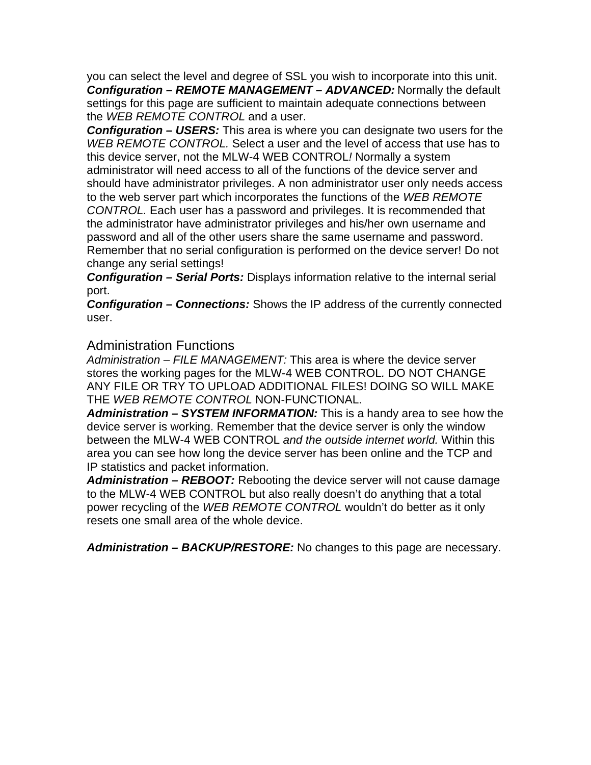you can select the level and degree of SSL you wish to incorporate into this unit.
***Configuration – REMOTE MANAGEMENT – ADVANCED:*** Normally the default settings for this page are sufficient to maintain adequate connections between the *WEB REMOTE CONTROL* and a user.
***Configuration – USERS:*** This area is where you can designate two users for the *WEB REMOTE CONTROL.* Select a user and the level of access that use has to this device server, not the MLW-4 WEB CONTROL*!* Normally a system administrator will need access to all of the functions of the device server and should have administrator privileges. A non administrator user only needs access to the web server part which incorporates the functions of the *WEB REMOTE CONTROL.* Each user has a password and privileges. It is recommended that the administrator have administrator privileges and his/her own username and password and all of the other users share the same username and password. Remember that no serial configuration is performed on the device server! Do not change any serial settings!
***Configuration – Serial Ports:*** Displays information relative to the internal serial port.
***Configuration – Connections:*** Shows the IP address of the currently connected user.

## Administration Functions

*Administration – FILE MANAGEMENT:* This area is where the device server stores the working pages for the MLW-4 WEB CONTROL*.* DO NOT CHANGE ANY FILE OR TRY TO UPLOAD ADDITIONAL FILES! DOING SO WILL MAKE THE *WEB REMOTE CONTROL* NON-FUNCTIONAL.
***Administration – SYSTEM INFORMATION:*** This is a handy area to see how the device server is working. Remember that the device server is only the window between the MLW-4 WEB CONTROL *and the outside internet world.* Within this area you can see how long the device server has been online and the TCP and IP statistics and packet information.
***Administration – REBOOT:*** Rebooting the device server will not cause damage to the MLW-4 WEB CONTROL but also really doesn't do anything that a total power recycling of the *WEB REMOTE CONTROL* wouldn't do better as it only resets one small area of the whole device.

***Administration – BACKUP/RESTORE:*** No changes to this page are necessary.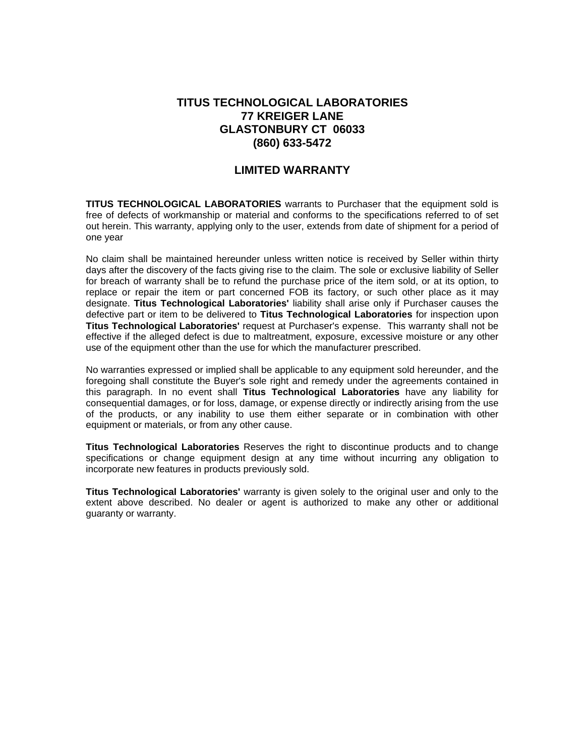# TITUS TECHNOLOGICAL LABORATORIES
## 77 KREIGER LANE
## GLASTONBURY CT 06033
## (860) 633-5472

## LIMITED WARRANTY

**TITUS TECHNOLOGICAL LABORATORIES** warrants to Purchaser that the equipment sold is free of defects of workmanship or material and conforms to the specifications referred to of set out herein. This warranty, applying only to the user, extends from date of shipment for a period of one year

No claim shall be maintained hereunder unless written notice is received by Seller within thirty days after the discovery of the facts giving rise to the claim. The sole or exclusive liability of Seller for breach of warranty shall be to refund the purchase price of the item sold, or at its option, to replace or repair the item or part concerned FOB its factory, or such other place as it may designate. **Titus Technological Laboratories'** liability shall arise only if Purchaser causes the defective part or item to be delivered to **Titus Technological Laboratories** for inspection upon **Titus Technological Laboratories'** request at Purchaser's expense. This warranty shall not be effective if the alleged defect is due to maltreatment, exposure, excessive moisture or any other use of the equipment other than the use for which the manufacturer prescribed.

No warranties expressed or implied shall be applicable to any equipment sold hereunder, and the foregoing shall constitute the Buyer's sole right and remedy under the agreements contained in this paragraph. In no event shall **Titus Technological Laboratories** have any liability for consequential damages, or for loss, damage, or expense directly or indirectly arising from the use of the products, or any inability to use them either separate or in combination with other equipment or materials, or from any other cause.

**Titus Technological Laboratories** Reserves the right to discontinue products and to change specifications or change equipment design at any time without incurring any obligation to incorporate new features in products previously sold.

**Titus Technological Laboratories'** warranty is given solely to the original user and only to the extent above described. No dealer or agent is authorized to make any other or additional guaranty or warranty.